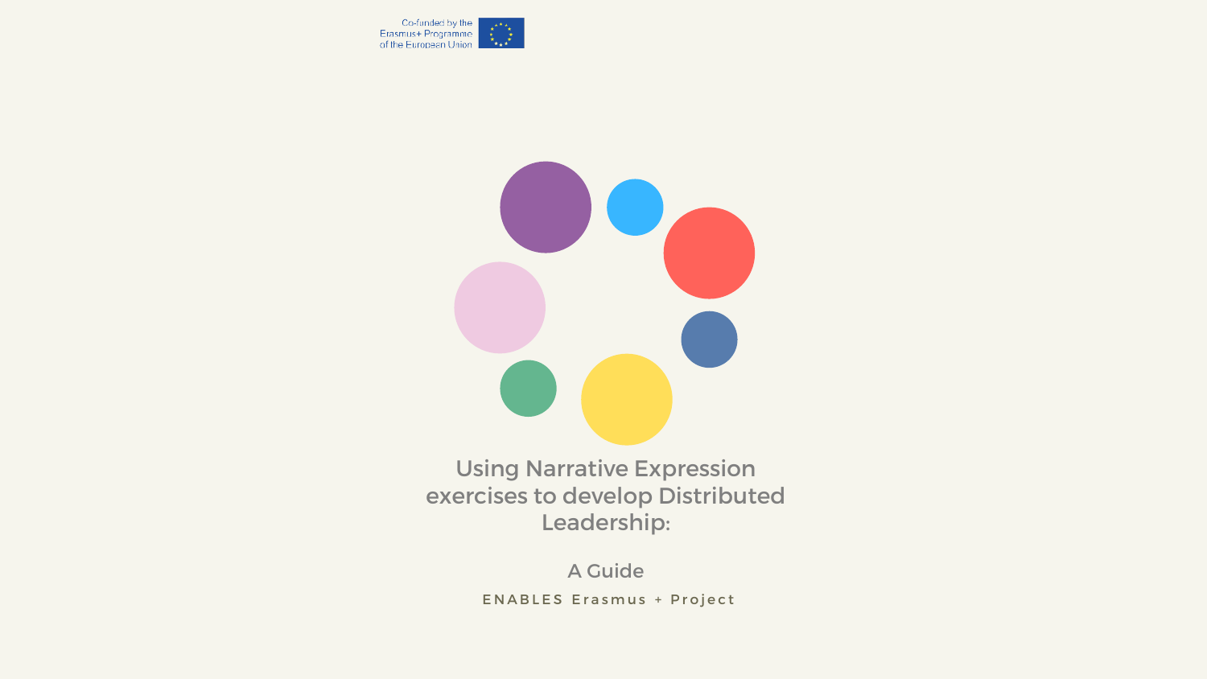Co-funded by the Erasmus+ Programme of the European Union

# Using Narrative Expression exercises to develop Distributed Leadership:

## A Guide

ENABLES Erasmus + Project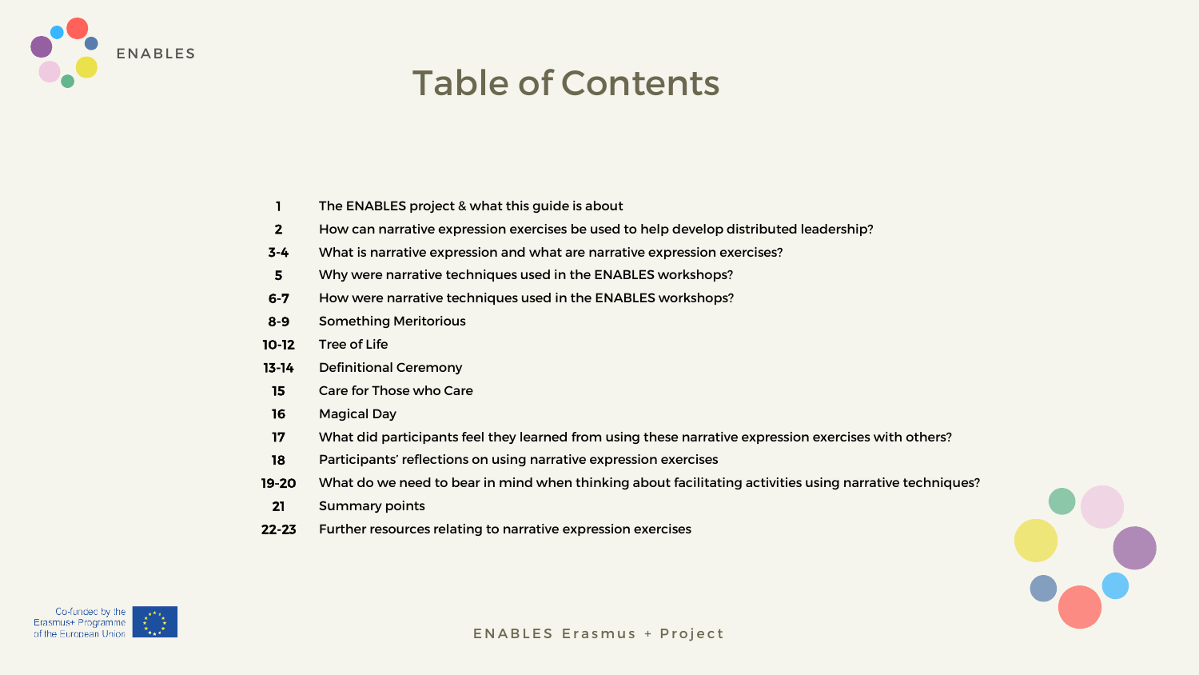# Table of Contents

| | |
|---|---|
| 1 | The ENABLES project & what this guide is about |
| 2 | How can narrative expression exercises be used to help develop distributed leadership? |
| 3-4 | What is narrative expression and what are narrative expression exercises? |
| 5 | Why were narrative techniques used in the ENABLES workshops? |
| 6-7 | How were narrative techniques used in the ENABLES workshops? |
| 8-9 | Something Meritorious |
| 10-12 | Tree of Life |
| 13-14 | Definitional Ceremony |
| 15 | Care for Those who Care |
| 16 | Magical Day |
| 17 | What did participants feel they learned from using these narrative expression exercises with others? |
| 18 | Participants' reflections on using narrative expression exercises |
| 19-20 | What do we need to bear in mind when thinking about facilitating activities using narrative techniques? |
| 21 | Summary points |
| 22-23 | Further resources relating to narrative expression exercises |

Co-funded by the Erasmus+ Programme of the European Union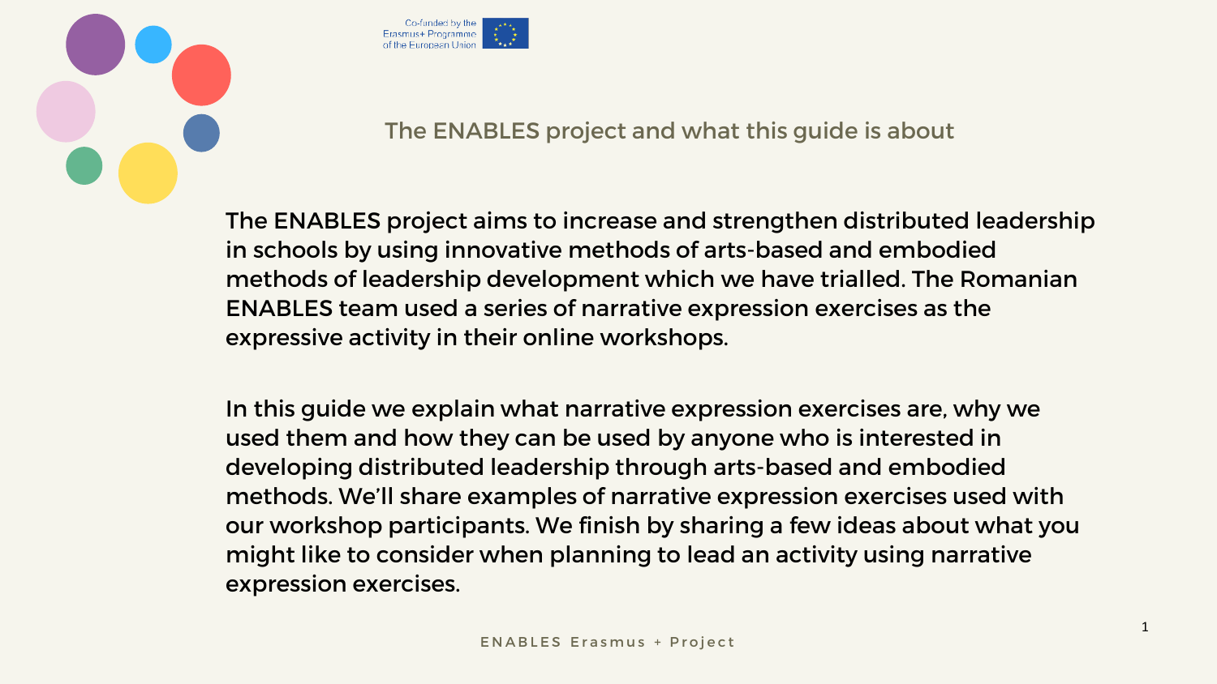## The ENABLES project and what this guide is about

The ENABLES project aims to increase and strengthen distributed leadership in schools by using innovative methods of arts-based and embodied methods of leadership development which we have trialled. The Romanian ENABLES team used a series of narrative expression exercises as the expressive activity in their online workshops.

In this guide we explain what narrative expression exercises are, why we used them and how they can be used by anyone who is interested in developing distributed leadership through arts-based and embodied methods. We'll share examples of narrative expression exercises used with our workshop participants. We finish by sharing a few ideas about what you might like to consider when planning to lead an activity using narrative expression exercises.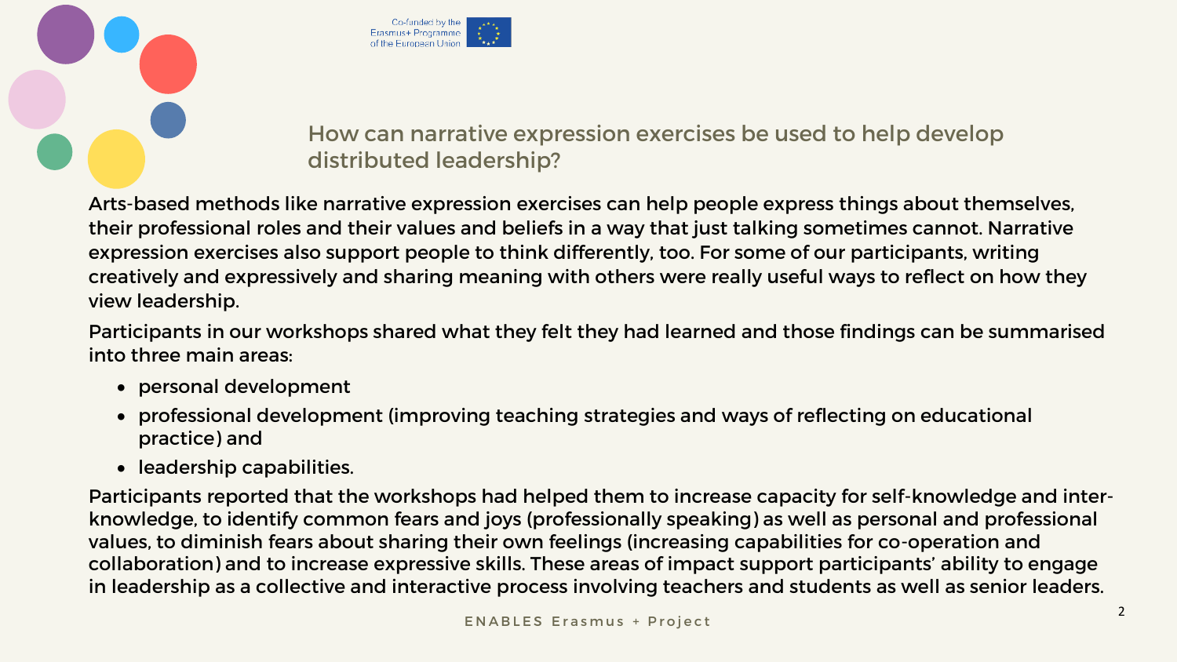## How can narrative expression exercises be used to help develop distributed leadership?

Arts-based methods like narrative expression exercises can help people express things about themselves, their professional roles and their values and beliefs in a way that just talking sometimes cannot. Narrative expression exercises also support people to think differently, too. For some of our participants, writing creatively and expressively and sharing meaning with others were really useful ways to reflect on how they view leadership.

Participants in our workshops shared what they felt they had learned and those findings can be summarised into three main areas:

- personal development
- professional development (improving teaching strategies and ways of reflecting on educational practice) and
- leadership capabilities.

Participants reported that the workshops had helped them to increase capacity for self-knowledge and inter-knowledge, to identify common fears and joys (professionally speaking) as well as personal and professional values, to diminish fears about sharing their own feelings (increasing capabilities for co-operation and collaboration) and to increase expressive skills. These areas of impact support participants' ability to engage in leadership as a collective and interactive process involving teachers and students as well as senior leaders.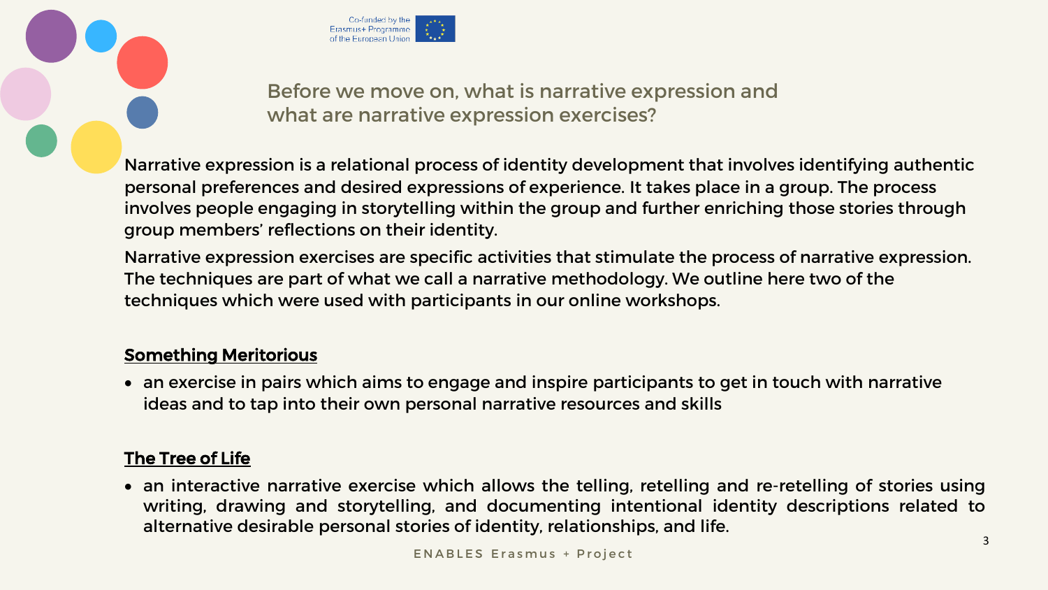## Before we move on, what is narrative expression and what are narrative expression exercises?

Narrative expression is a relational process of identity development that involves identifying authentic personal preferences and desired expressions of experience. It takes place in a group. The process involves people engaging in storytelling within the group and further enriching those stories through group members' reflections on their identity.

Narrative expression exercises are specific activities that stimulate the process of narrative expression. The techniques are part of what we call a narrative methodology. We outline here two of the techniques which were used with participants in our online workshops.

**Something Meritorious**

- an exercise in pairs which aims to engage and inspire participants to get in touch with narrative ideas and to tap into their own personal narrative resources and skills

**The Tree of Life**

- an interactive narrative exercise which allows the telling, retelling and re-retelling of stories using writing, drawing and storytelling, and documenting intentional identity descriptions related to alternative desirable personal stories of identity, relationships, and life.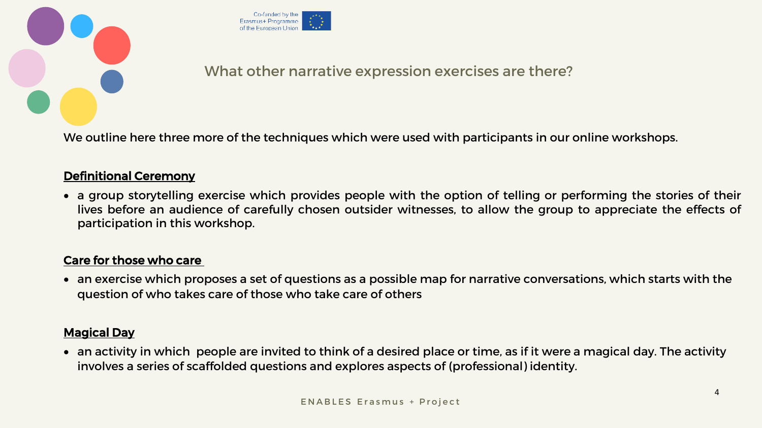## What other narrative expression exercises are there?

We outline here three more of the techniques which were used with participants in our online workshops.

**Definitional Ceremony**

- a group storytelling exercise which provides people with the option of telling or performing the stories of their lives before an audience of carefully chosen outsider witnesses, to allow the group to appreciate the effects of participation in this workshop.

**Care for those who care**

- an exercise which proposes a set of questions as a possible map for narrative conversations, which starts with the question of who takes care of those who take care of others

**Magical Day**

- an activity in which people are invited to think of a desired place or time, as if it were a magical day. The activity involves a series of scaffolded questions and explores aspects of (professional) identity.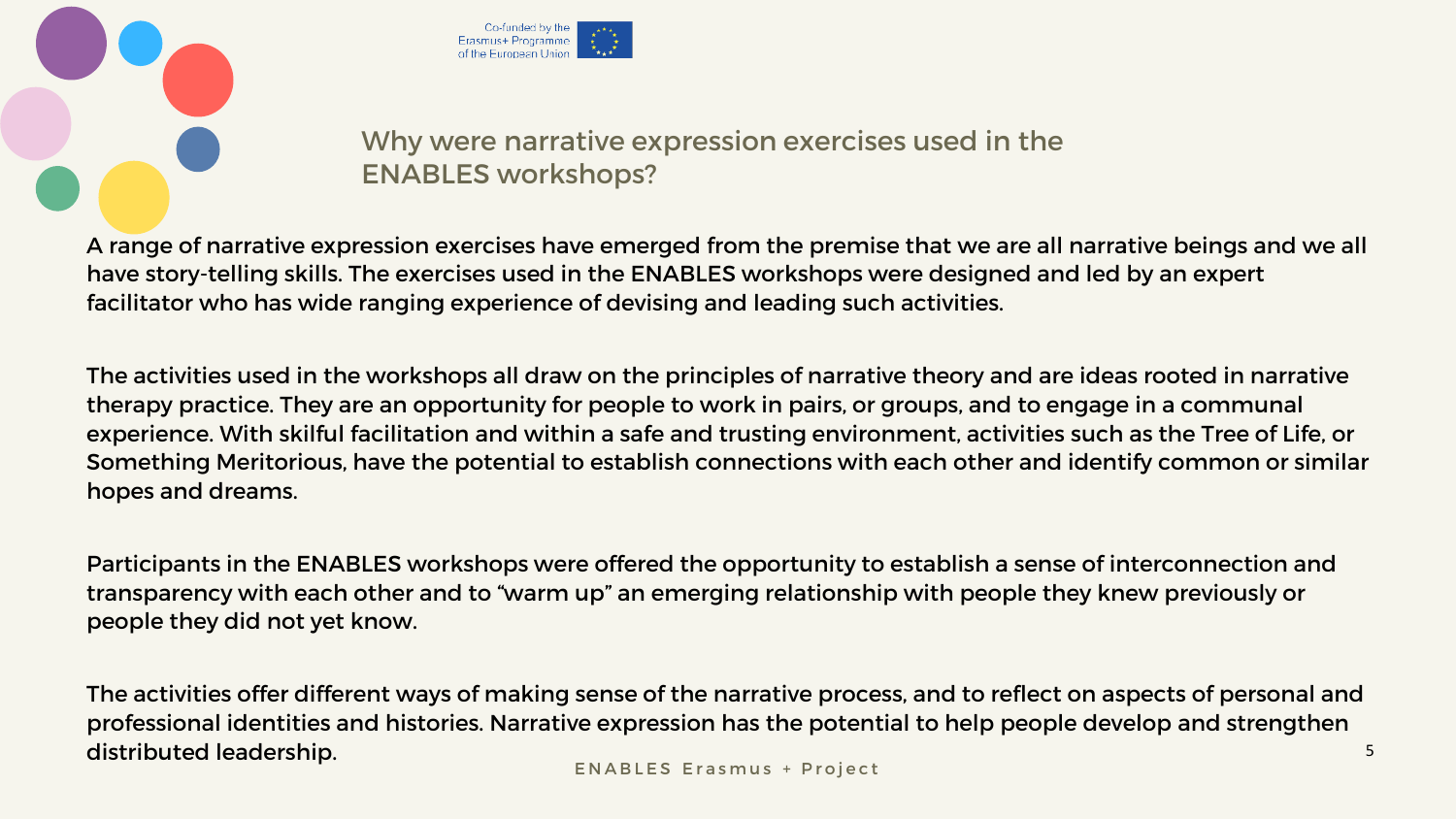## Why were narrative expression exercises used in the ENABLES workshops?

A range of narrative expression exercises have emerged from the premise that we are all narrative beings and we all have story-telling skills. The exercises used in the ENABLES workshops were designed and led by an expert facilitator who has wide ranging experience of devising and leading such activities.

The activities used in the workshops all draw on the principles of narrative theory and are ideas rooted in narrative therapy practice. They are an opportunity for people to work in pairs, or groups, and to engage in a communal experience. With skilful facilitation and within a safe and trusting environment, activities such as the Tree of Life, or Something Meritorious, have the potential to establish connections with each other and identify common or similar hopes and dreams.

Participants in the ENABLES workshops were offered the opportunity to establish a sense of interconnection and transparency with each other and to "warm up" an emerging relationship with people they knew previously or people they did not yet know.

The activities offer different ways of making sense of the narrative process, and to reflect on aspects of personal and professional identities and histories. Narrative expression has the potential to help people develop and strengthen distributed leadership.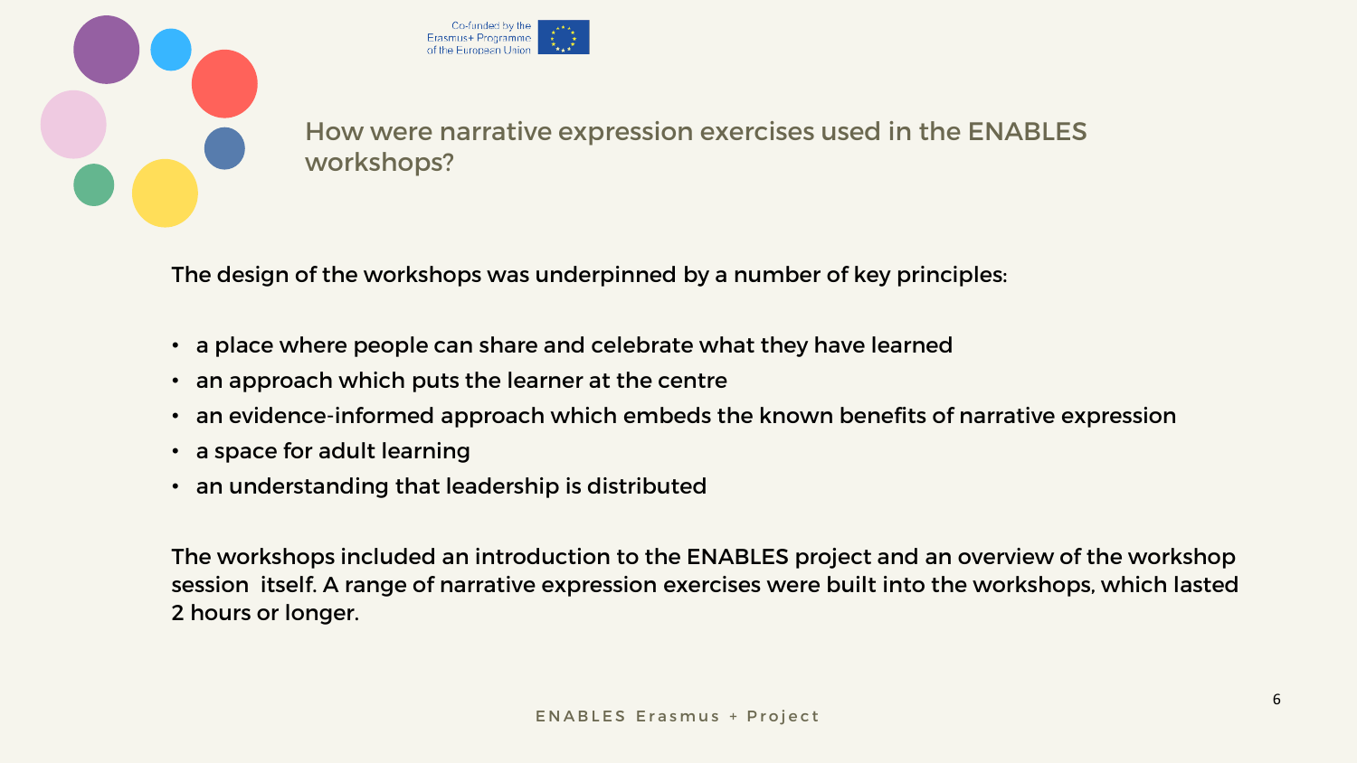## How were narrative expression exercises used in the ENABLES workshops?

The design of the workshops was underpinned by a number of key principles:

- a place where people can share and celebrate what they have learned
- an approach which puts the learner at the centre
- an evidence-informed approach which embeds the known benefits of narrative expression
- a space for adult learning
- an understanding that leadership is distributed

The workshops included an introduction to the ENABLES project and an overview of the workshop session itself. A range of narrative expression exercises were built into the workshops, which lasted 2 hours or longer.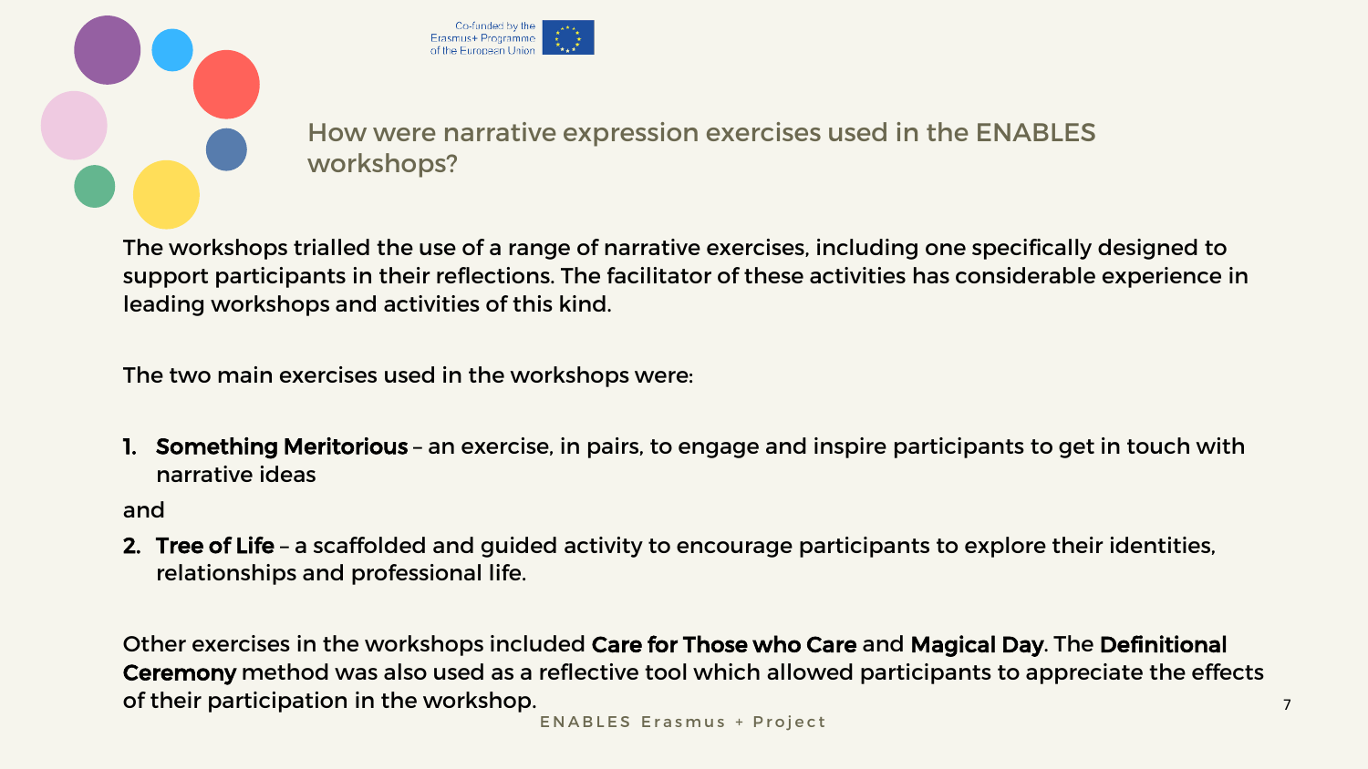## How were narrative expression exercises used in the ENABLES workshops?

The workshops trialled the use of a range of narrative exercises, including one specifically designed to support participants in their reflections. The facilitator of these activities has considerable experience in leading workshops and activities of this kind.

The two main exercises used in the workshops were:

1. **Something Meritorious** – an exercise, in pairs, to engage and inspire participants to get in touch with narrative ideas

and

2. **Tree of Life** – a scaffolded and guided activity to encourage participants to explore their identities, relationships and professional life.

Other exercises in the workshops included **Care for Those who Care** and **Magical Day**. The **Definitional Ceremony** method was also used as a reflective tool which allowed participants to appreciate the effects of their participation in the workshop.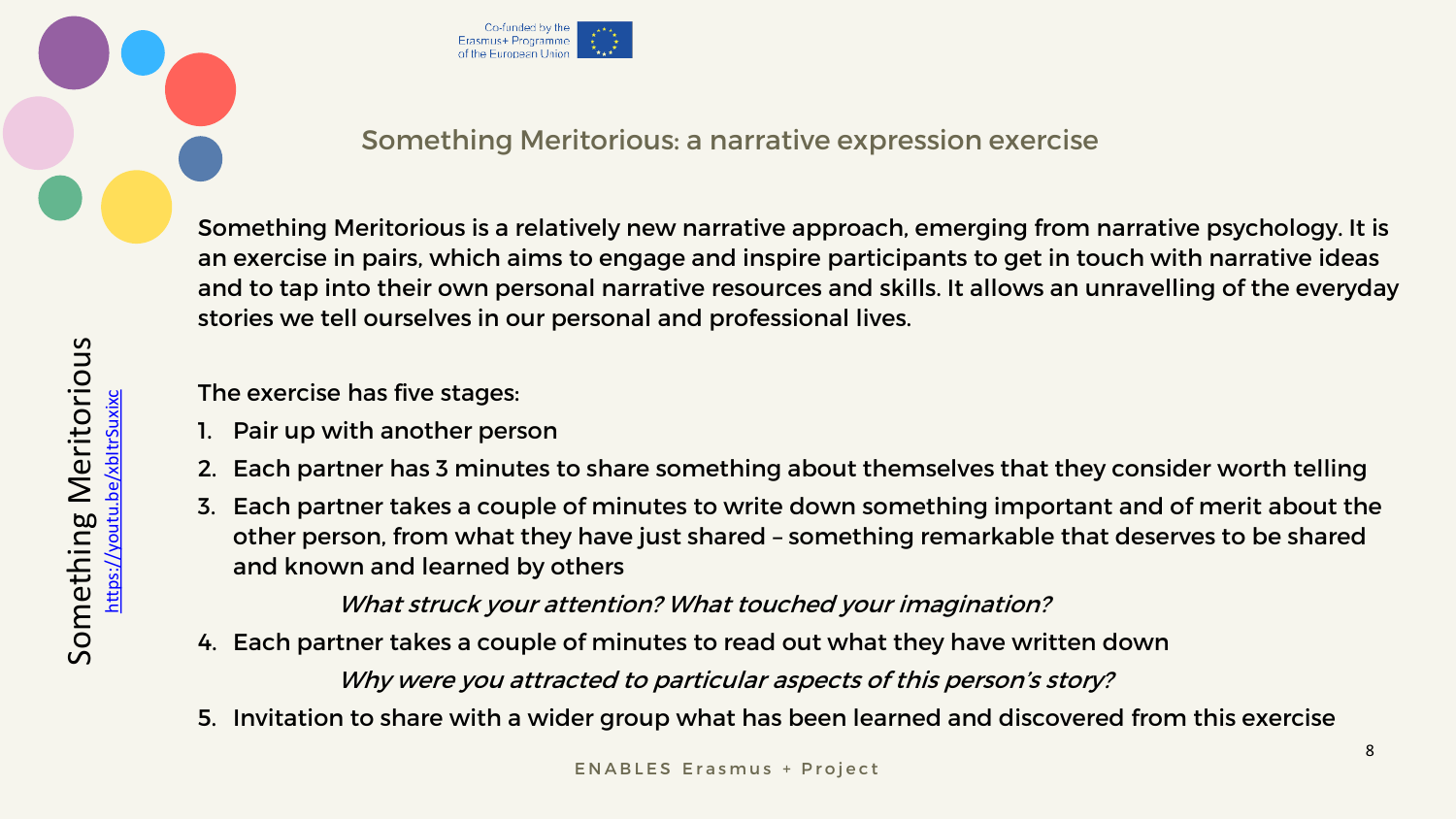## Something Meritorious: a narrative expression exercise

Something Meritorious https://youtu.be/xbItrSuxixc

Something Meritorious is a relatively new narrative approach, emerging from narrative psychology. It is an exercise in pairs, which aims to engage and inspire participants to get in touch with narrative ideas and to tap into their own personal narrative resources and skills. It allows an unravelling of the everyday stories we tell ourselves in our personal and professional lives.

The exercise has five stages:

1. Pair up with another person
2. Each partner has 3 minutes to share something about themselves that they consider worth telling
3. Each partner takes a couple of minutes to write down something important and of merit about the other person, from what they have just shared – something remarkable that deserves to be shared and known and learned by others

   *What struck your attention? What touched your imagination?*

4. Each partner takes a couple of minutes to read out what they have written down

   *Why were you attracted to particular aspects of this person's story?*

5. Invitation to share with a wider group what has been learned and discovered from this exercise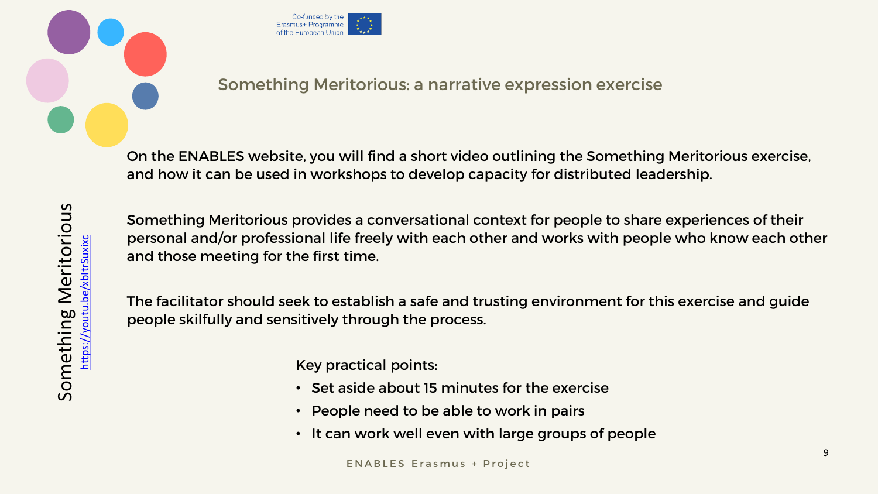Co-funded by the Erasmus+ Programme of the European Union

## Something Meritorious: a narrative expression exercise

Something Meritorious
https://youtu.be/xbItrSuxixc

On the ENABLES website, you will find a short video outlining the Something Meritorious exercise, and how it can be used in workshops to develop capacity for distributed leadership.

Something Meritorious provides a conversational context for people to share experiences of their personal and/or professional life freely with each other and works with people who know each other and those meeting for the first time.

The facilitator should seek to establish a safe and trusting environment for this exercise and guide people skilfully and sensitively through the process.

Key practical points:

- Set aside about 15 minutes for the exercise
- People need to be able to work in pairs
- It can work well even with large groups of people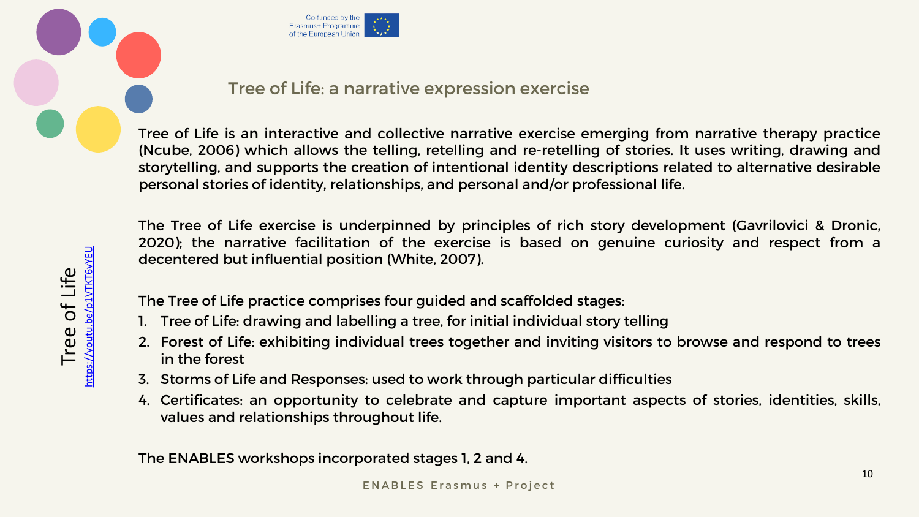## Tree of Life: a narrative expression exercise

Tree of Life is an interactive and collective narrative exercise emerging from narrative therapy practice (Ncube, 2006) which allows the telling, retelling and re-retelling of stories. It uses writing, drawing and storytelling, and supports the creation of intentional identity descriptions related to alternative desirable personal stories of identity, relationships, and personal and/or professional life.

The Tree of Life exercise is underpinned by principles of rich story development (Gavrilovici & Dronic, 2020); the narrative facilitation of the exercise is based on genuine curiosity and respect from a decentered but influential position (White, 2007).

The Tree of Life practice comprises four guided and scaffolded stages:

1. Tree of Life: drawing and labelling a tree, for initial individual story telling
2. Forest of Life: exhibiting individual trees together and inviting visitors to browse and respond to trees in the forest
3. Storms of Life and Responses: used to work through particular difficulties
4. Certificates: an opportunity to celebrate and capture important aspects of stories, identities, skills, values and relationships throughout life.

The ENABLES workshops incorporated stages 1, 2 and 4.

Tree of Life
https://youtu.be/p1VTKT6vYEU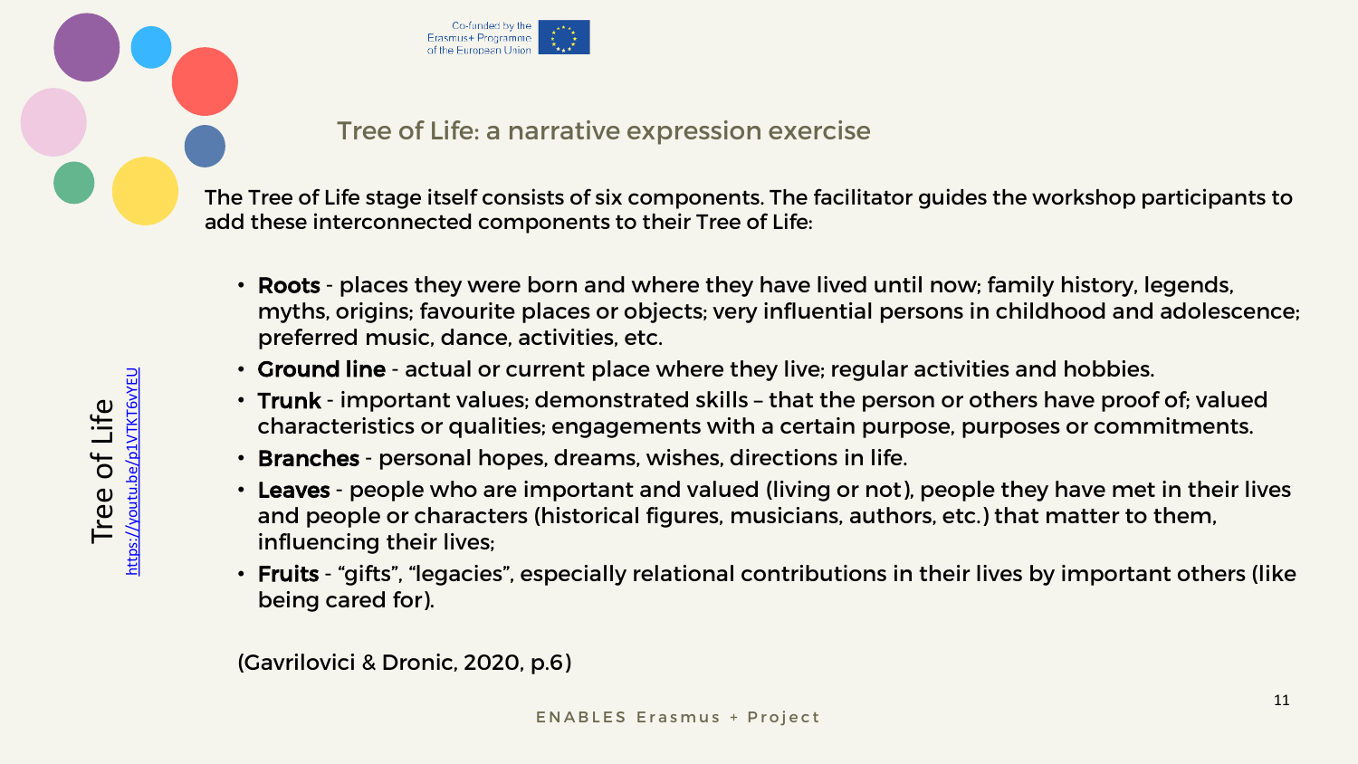## Tree of Life: a narrative expression exercise

Tree of Life https://youtu.be/p1VTKT6vYEU

The Tree of Life stage itself consists of six components. The facilitator guides the workshop participants to add these interconnected components to their Tree of Life:

- **Roots** - places they were born and where they have lived until now; family history, legends, myths, origins; favourite places or objects; very influential persons in childhood and adolescence; preferred music, dance, activities, etc.
- **Ground line** - actual or current place where they live; regular activities and hobbies.
- **Trunk** - important values; demonstrated skills – that the person or others have proof of; valued characteristics or qualities; engagements with a certain purpose, purposes or commitments.
- **Branches** - personal hopes, dreams, wishes, directions in life.
- **Leaves** - people who are important and valued (living or not), people they have met in their lives and people or characters (historical figures, musicians, authors, etc.) that matter to them, influencing their lives;
- **Fruits** - "gifts", "legacies", especially relational contributions in their lives by important others (like being cared for).

(Gavrilovici & Dronic, 2020, p.6)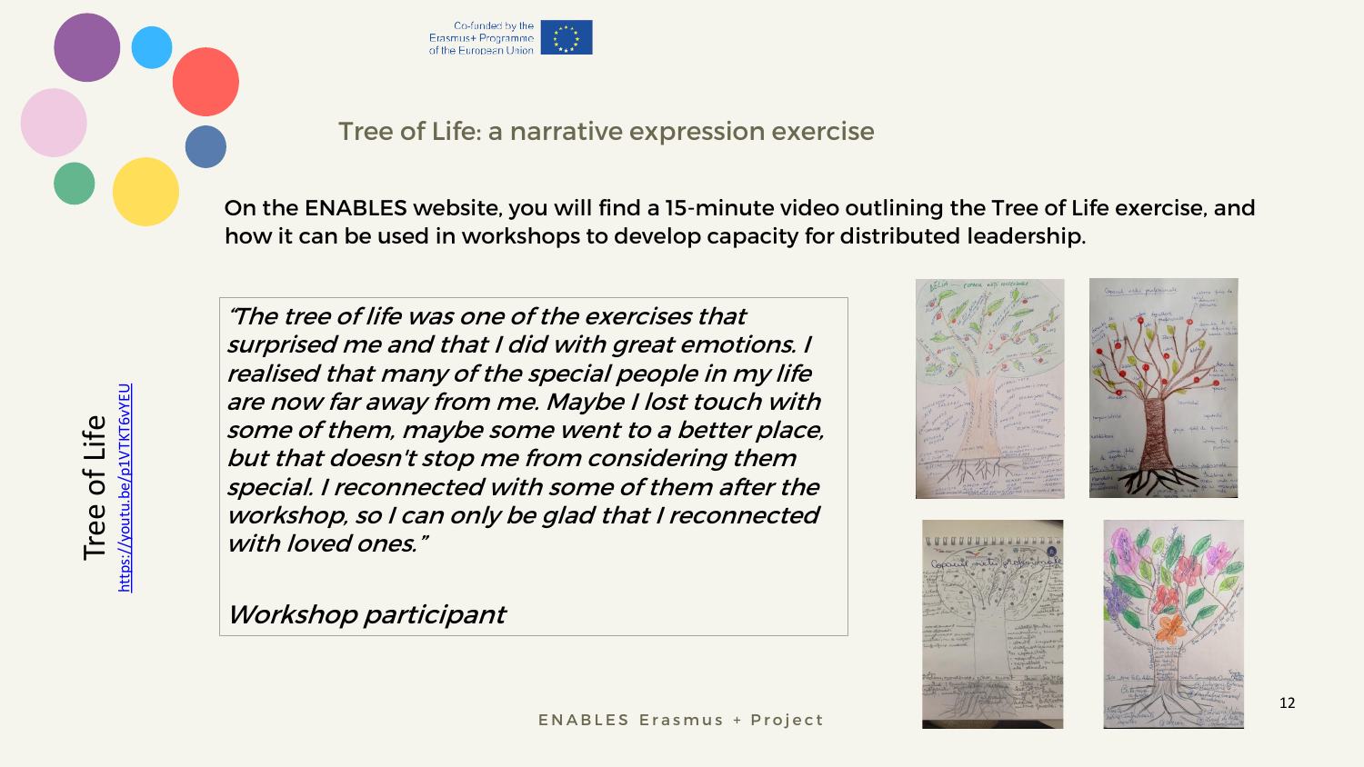## Tree of Life: a narrative expression exercise

On the ENABLES website, you will find a 15-minute video outlining the Tree of Life exercise, and how it can be used in workshops to develop capacity for distributed leadership.

Tree of Life
https://youtu.be/p1VTKT6vYEU

*"The tree of life was one of the exercises that surprised me and that I did with great emotions. I realised that many of the special people in my life are now far away from me. Maybe I lost touch with some of them, maybe some went to a better place, but that doesn't stop me from considering them special. I reconnected with some of them after the workshop, so I can only be glad that I reconnected with loved ones."*

*Workshop participant*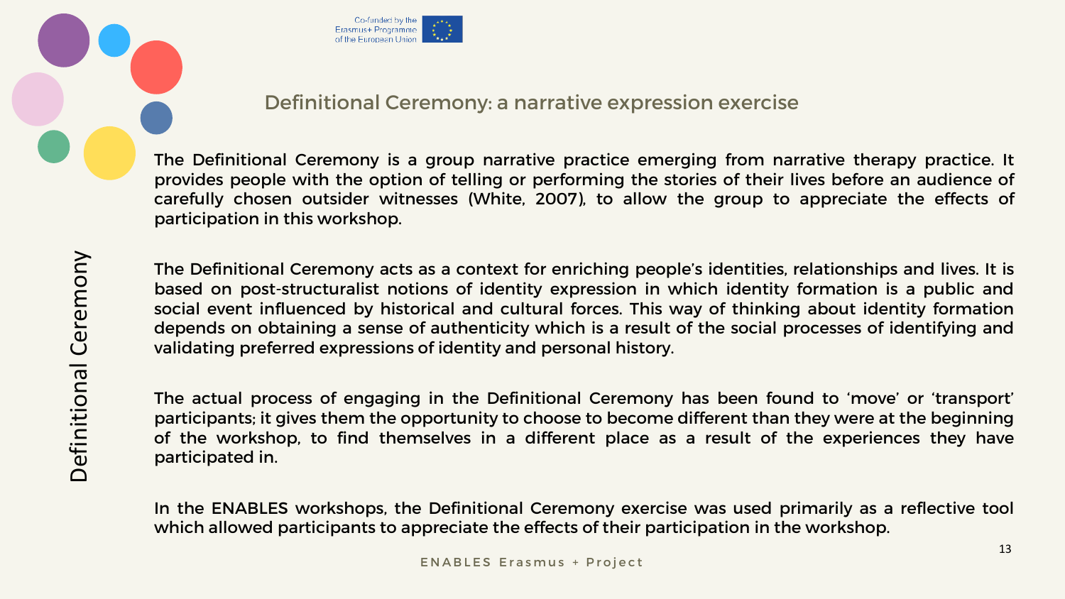## Definitional Ceremony: a narrative expression exercise

Definitional Ceremony

The Definitional Ceremony is a group narrative practice emerging from narrative therapy practice. It provides people with the option of telling or performing the stories of their lives before an audience of carefully chosen outsider witnesses (White, 2007), to allow the group to appreciate the effects of participation in this workshop.

The Definitional Ceremony acts as a context for enriching people's identities, relationships and lives. It is based on post-structuralist notions of identity expression in which identity formation is a public and social event influenced by historical and cultural forces. This way of thinking about identity formation depends on obtaining a sense of authenticity which is a result of the social processes of identifying and validating preferred expressions of identity and personal history.

The actual process of engaging in the Definitional Ceremony has been found to 'move' or 'transport' participants; it gives them the opportunity to choose to become different than they were at the beginning of the workshop, to find themselves in a different place as a result of the experiences they have participated in.

In the ENABLES workshops, the Definitional Ceremony exercise was used primarily as a reflective tool which allowed participants to appreciate the effects of their participation in the workshop.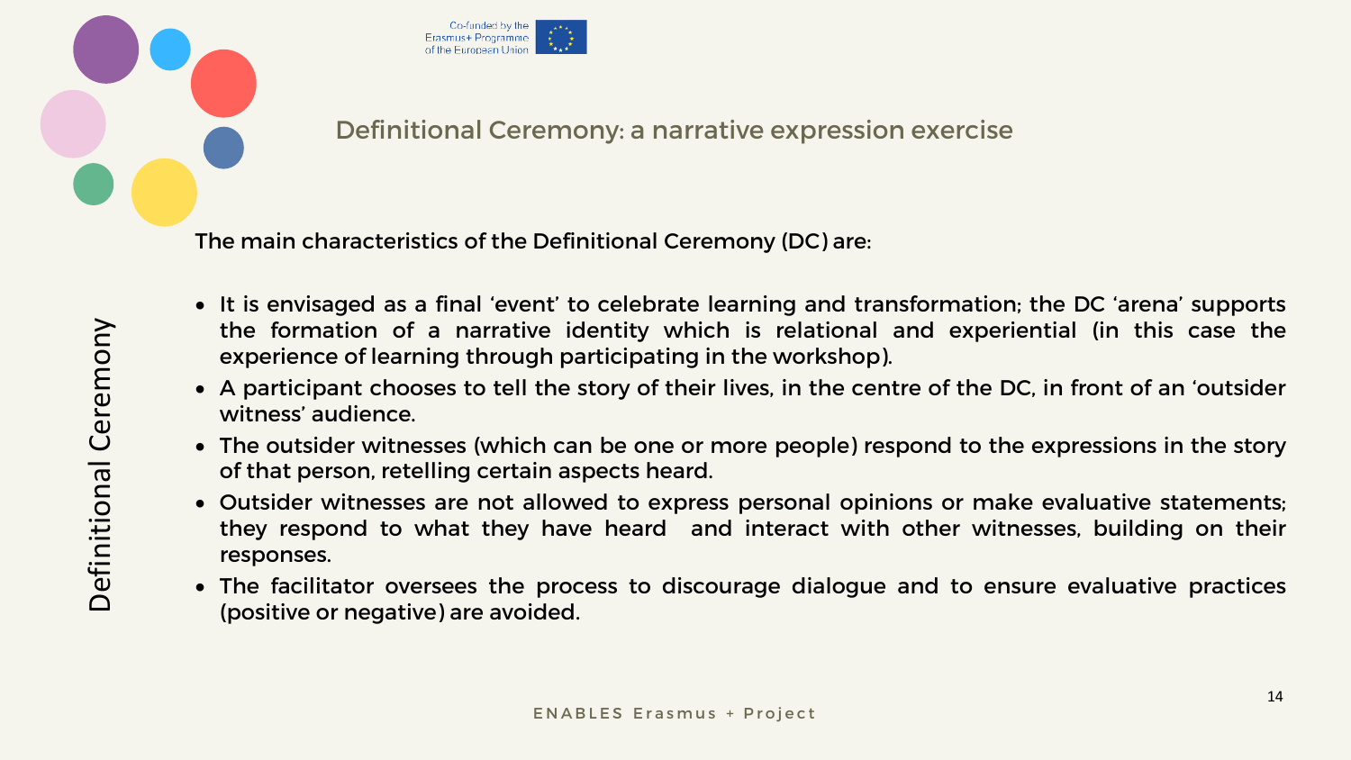## Definitional Ceremony: a narrative expression exercise

Definitional Ceremony

The main characteristics of the Definitional Ceremony (DC) are:

- It is envisaged as a final ‘event’ to celebrate learning and transformation; the DC ‘arena’ supports the formation of a narrative identity which is relational and experiential (in this case the experience of learning through participating in the workshop).
- A participant chooses to tell the story of their lives, in the centre of the DC, in front of an ‘outsider witness’ audience.
- The outsider witnesses (which can be one or more people) respond to the expressions in the story of that person, retelling certain aspects heard.
- Outsider witnesses are not allowed to express personal opinions or make evaluative statements; they respond to what they have heard and interact with other witnesses, building on their responses.
- The facilitator oversees the process to discourage dialogue and to ensure evaluative practices (positive or negative) are avoided.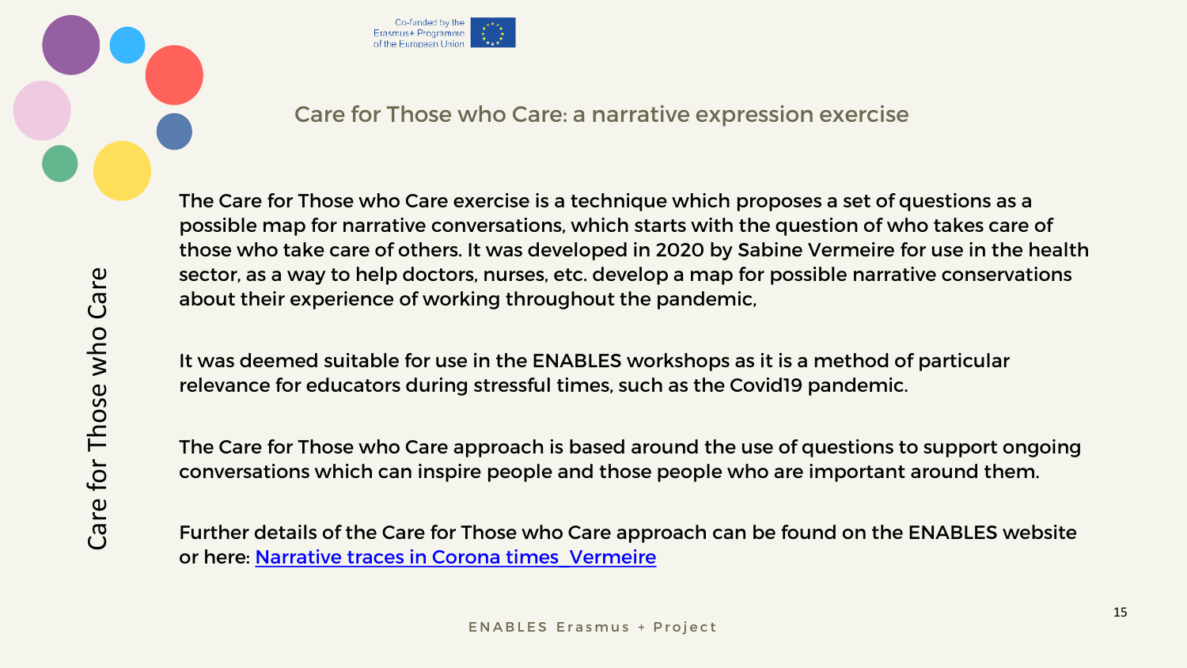## Care for Those who Care: a narrative expression exercise

Care for Those who Care

The Care for Those who Care exercise is a technique which proposes a set of questions as a possible map for narrative conversations, which starts with the question of who takes care of those who take care of others. It was developed in 2020 by Sabine Vermeire for use in the health sector, as a way to help doctors, nurses, etc. develop a map for possible narrative conservations about their experience of working throughout the pandemic,

It was deemed suitable for use in the ENABLES workshops as it is a method of particular relevance for educators during stressful times, such as the Covid19 pandemic.

The Care for Those who Care approach is based around the use of questions to support ongoing conversations which can inspire people and those people who are important around them.

Further details of the Care for Those who Care approach can be found on the ENABLES website or here: Narrative traces in Corona times_Vermeire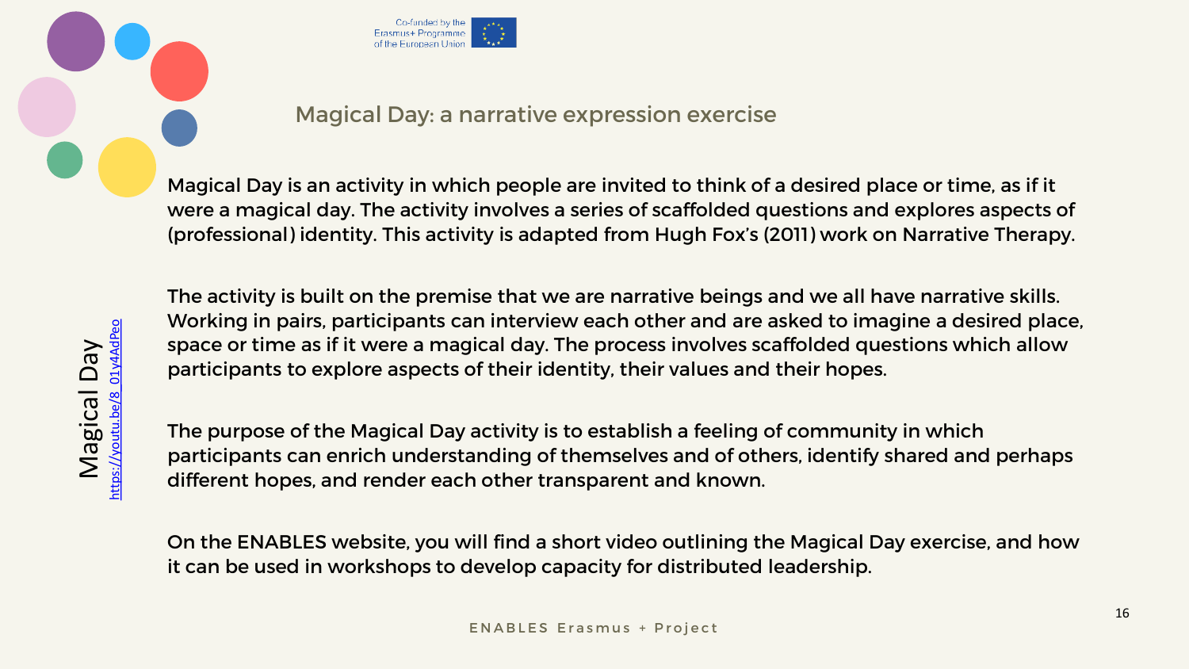## Magical Day: a narrative expression exercise

Magical Day
https://youtu.be/8_01y4AdPeo

Magical Day is an activity in which people are invited to think of a desired place or time, as if it were a magical day. The activity involves a series of scaffolded questions and explores aspects of (professional) identity. This activity is adapted from Hugh Fox's (2011) work on Narrative Therapy.

The activity is built on the premise that we are narrative beings and we all have narrative skills. Working in pairs, participants can interview each other and are asked to imagine a desired place, space or time as if it were a magical day. The process involves scaffolded questions which allow participants to explore aspects of their identity, their values and their hopes.

The purpose of the Magical Day activity is to establish a feeling of community in which participants can enrich understanding of themselves and of others, identify shared and perhaps different hopes, and render each other transparent and known.

On the ENABLES website, you will find a short video outlining the Magical Day exercise, and how it can be used in workshops to develop capacity for distributed leadership.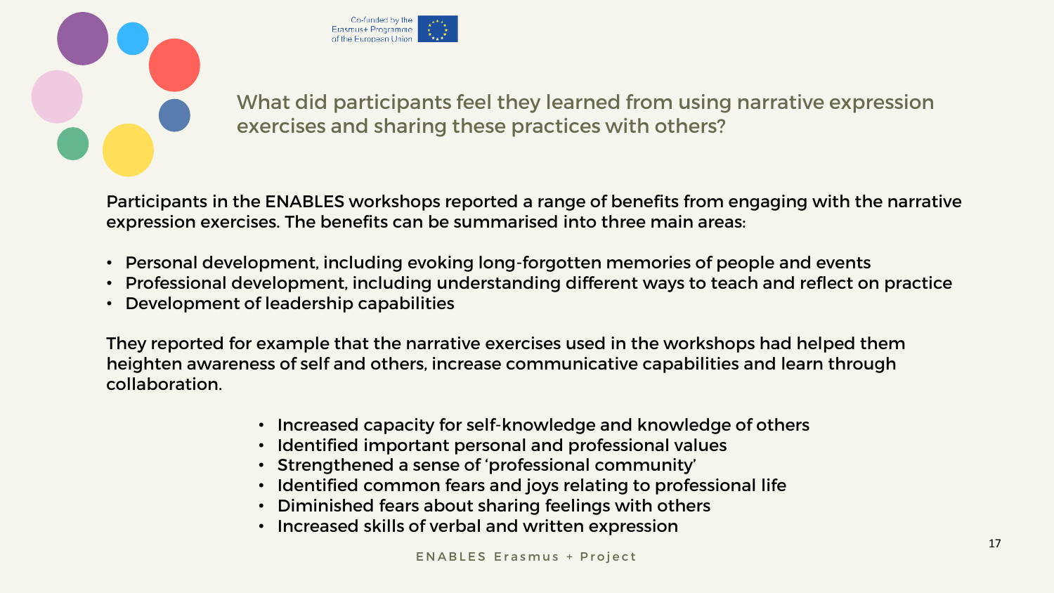## What did participants feel they learned from using narrative expression exercises and sharing these practices with others?

Participants in the ENABLES workshops reported a range of benefits from engaging with the narrative expression exercises. The benefits can be summarised into three main areas:

- Personal development, including evoking long-forgotten memories of people and events
- Professional development, including understanding different ways to teach and reflect on practice
- Development of leadership capabilities

They reported for example that the narrative exercises used in the workshops had helped them heighten awareness of self and others, increase communicative capabilities and learn through collaboration.

- Increased capacity for self-knowledge and knowledge of others
- Identified important personal and professional values
- Strengthened a sense of 'professional community'
- Identified common fears and joys relating to professional life
- Diminished fears about sharing feelings with others
- Increased skills of verbal and written expression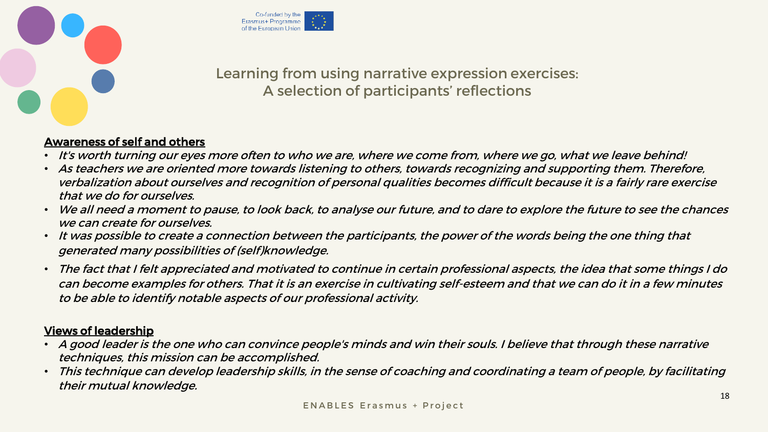# Learning from using narrative expression exercises: A selection of participants' reflections

## Awareness of self and others

- *It's worth turning our eyes more often to who we are, where we come from, where we go, what we leave behind!*
- *As teachers we are oriented more towards listening to others, towards recognizing and supporting them. Therefore, verbalization about ourselves and recognition of personal qualities becomes difficult because it is a fairly rare exercise that we do for ourselves.*
- *We all need a moment to pause, to look back, to analyse our future, and to dare to explore the future to see the chances we can create for ourselves.*
- *It was possible to create a connection between the participants, the power of the words being the one thing that generated many possibilities of (self)knowledge.*
- *The fact that I felt appreciated and motivated to continue in certain professional aspects, the idea that some things I do can become examples for others. That it is an exercise in cultivating self-esteem and that we can do it in a few minutes to be able to identify notable aspects of our professional activity.*

## Views of leadership

- *A good leader is the one who can convince people's minds and win their souls. I believe that through these narrative techniques, this mission can be accomplished.*
- *This technique can develop leadership skills, in the sense of coaching and coordinating a team of people, by facilitating their mutual knowledge.*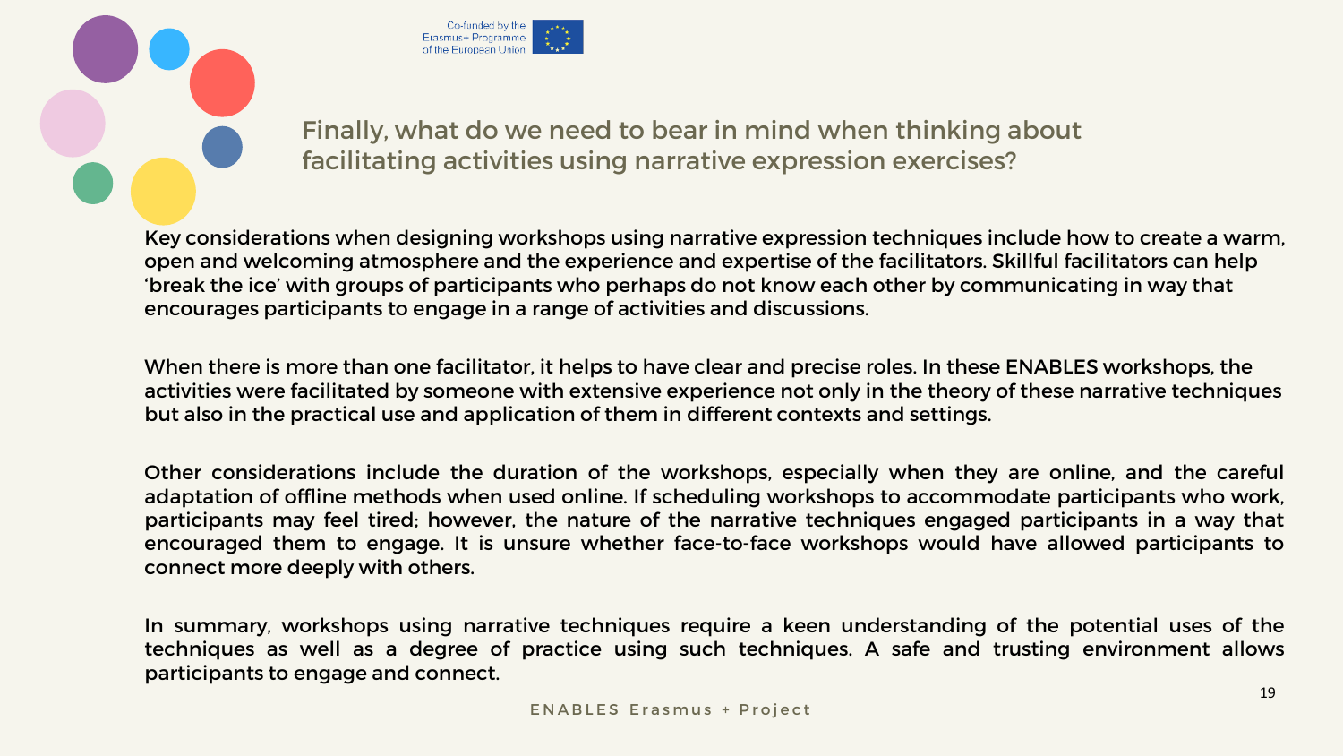## Finally, what do we need to bear in mind when thinking about facilitating activities using narrative expression exercises?

Key considerations when designing workshops using narrative expression techniques include how to create a warm, open and welcoming atmosphere and the experience and expertise of the facilitators. Skillful facilitators can help 'break the ice' with groups of participants who perhaps do not know each other by communicating in way that encourages participants to engage in a range of activities and discussions.

When there is more than one facilitator, it helps to have clear and precise roles. In these ENABLES workshops, the activities were facilitated by someone with extensive experience not only in the theory of these narrative techniques but also in the practical use and application of them in different contexts and settings.

Other considerations include the duration of the workshops, especially when they are online, and the careful adaptation of offline methods when used online. If scheduling workshops to accommodate participants who work, participants may feel tired; however, the nature of the narrative techniques engaged participants in a way that encouraged them to engage. It is unsure whether face-to-face workshops would have allowed participants to connect more deeply with others.

In summary, workshops using narrative techniques require a keen understanding of the potential uses of the techniques as well as a degree of practice using such techniques. A safe and trusting environment allows participants to engage and connect.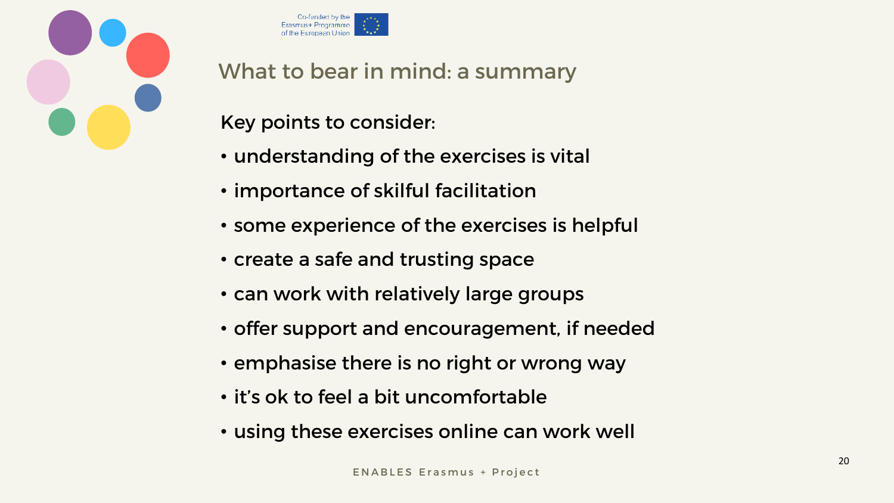## What to bear in mind: a summary

Key points to consider:

- understanding of the exercises is vital
- importance of skilful facilitation
- some experience of the exercises is helpful
- create a safe and trusting space
- can work with relatively large groups
- offer support and encouragement, if needed
- emphasise there is no right or wrong way
- it's ok to feel a bit uncomfortable
- using these exercises online can work well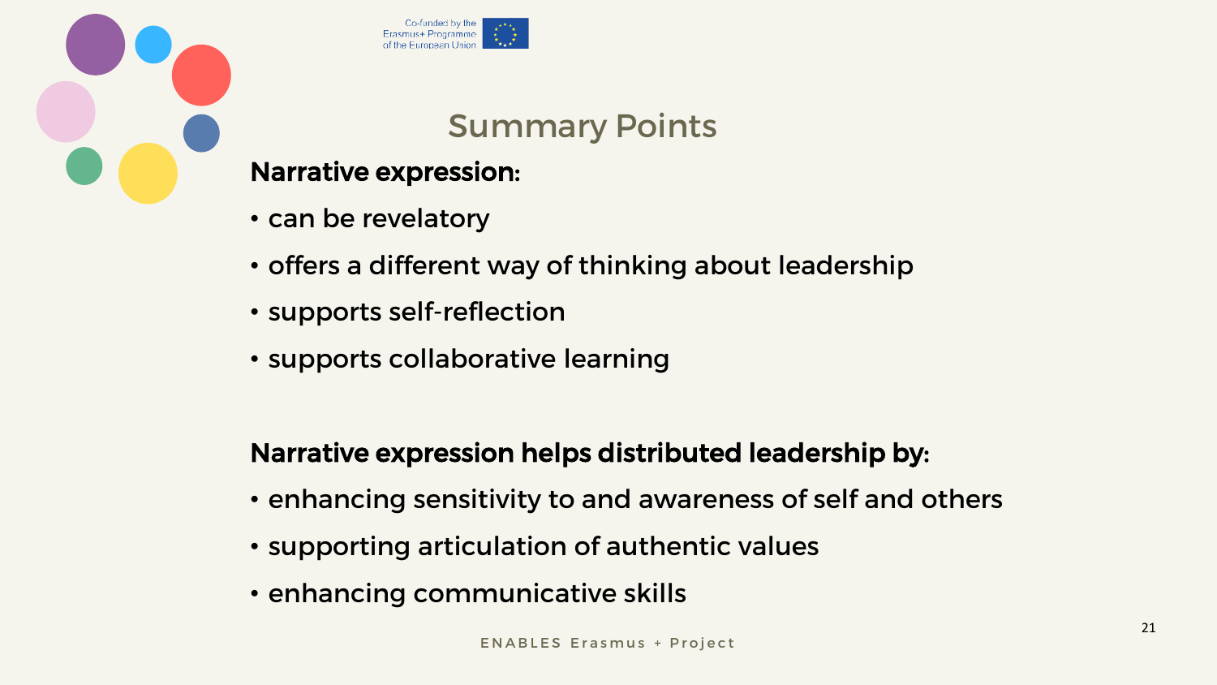## Summary Points

**Narrative expression:**

- can be revelatory
- offers a different way of thinking about leadership
- supports self-reflection
- supports collaborative learning

**Narrative expression helps distributed leadership by:**

- enhancing sensitivity to and awareness of self and others
- supporting articulation of authentic values
- enhancing communicative skills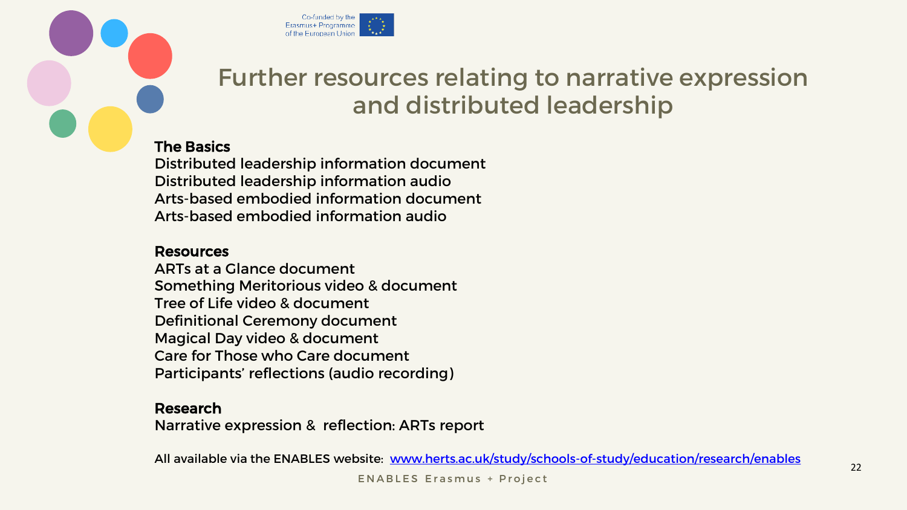# Further resources relating to narrative expression and distributed leadership

**The Basics**

Distributed leadership information document
Distributed leadership information audio
Arts-based embodied information document
Arts-based embodied information audio

**Resources**

ARTs at a Glance document
Something Meritorious video & document
Tree of Life video & document
Definitional Ceremony document
Magical Day video & document
Care for Those who Care document
Participants' reflections (audio recording)

**Research**

Narrative expression & reflection: ARTs report

All available via the ENABLES website: [www.herts.ac.uk/study/schools-of-study/education/research/enables](http://www.herts.ac.uk/study/schools-of-study/education/research/enables)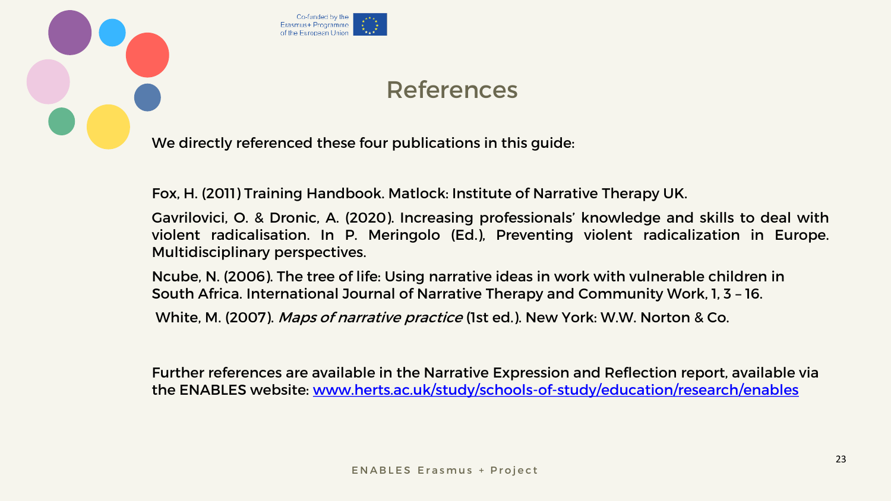# References

We directly referenced these four publications in this guide:

Fox, H. (2011) Training Handbook. Matlock: Institute of Narrative Therapy UK.

Gavrilovici, O. & Dronic, A. (2020). Increasing professionals' knowledge and skills to deal with violent radicalisation. In P. Meringolo (Ed.), Preventing violent radicalization in Europe. Multidisciplinary perspectives.

Ncube, N. (2006). The tree of life: Using narrative ideas in work with vulnerable children in South Africa. International Journal of Narrative Therapy and Community Work, 1, 3 – 16.

White, M. (2007). *Maps of narrative practice* (1st ed.). New York: W.W. Norton & Co.

Further references are available in the Narrative Expression and Reflection report, available via the ENABLES website: [www.herts.ac.uk/study/schools-of-study/education/research/enables](http://www.herts.ac.uk/study/schools-of-study/education/research/enables)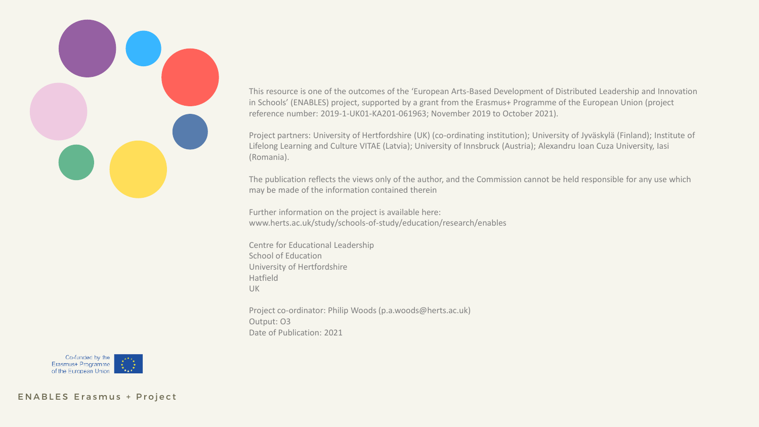This resource is one of the outcomes of the 'European Arts-Based Development of Distributed Leadership and Innovation in Schools' (ENABLES) project, supported by a grant from the Erasmus+ Programme of the European Union (project reference number: 2019-1-UK01-KA201-061963; November 2019 to October 2021).

Project partners: University of Hertfordshire (UK) (co-ordinating institution); University of Jyväskylä (Finland); Institute of Lifelong Learning and Culture VITAE (Latvia); University of Innsbruck (Austria); Alexandru Ioan Cuza University, Iasi (Romania).

The publication reflects the views only of the author, and the Commission cannot be held responsible for any use which may be made of the information contained therein

Further information on the project is available here:
www.herts.ac.uk/study/schools-of-study/education/research/enables

Centre for Educational Leadership
School of Education
University of Hertfordshire
Hatfield
UK

Project co-ordinator: Philip Woods (p.a.woods@herts.ac.uk)
Output: O3
Date of Publication: 2021

Co-funded by the Erasmus+ Programme of the European Union

ENABLES Erasmus + Project